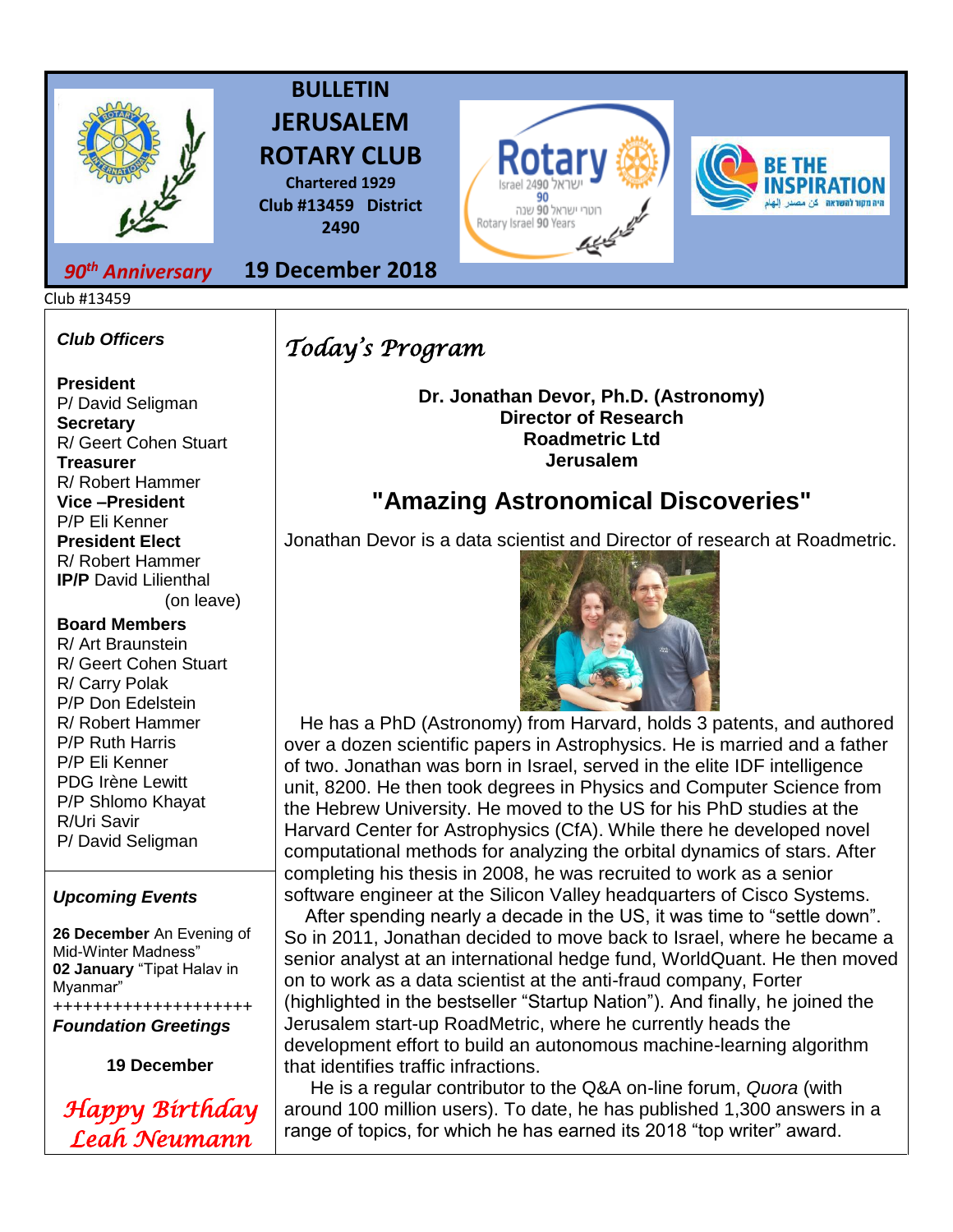# BULLETIN JERUSALEM ROTARY CLUB

**Chartered 1929**
**Club #13459 District 2490**

*90th Anniversary* **19 December 2018**

Club #13459

***Club Officers***

**President**
P/ David Seligman
**Secretary**
R/ Geert Cohen Stuart
**Treasurer**
R/ Robert Hammer
**Vice –President**
P/P Eli Kenner
**President Elect**
R/ Robert Hammer
**IP/P** David Lilienthal (on leave)

**Board Members**
R/ Art Braunstein
R/ Geert Cohen Stuart
R/ Carry Polak
P/P Don Edelstein
R/ Robert Hammer
P/P Ruth Harris
P/P Eli Kenner
PDG Irène Lewitt
P/P Shlomo Khayat
R/Uri Savir
P/ David Seligman

***Upcoming Events***

**26 December** An Evening of Mid-Winter Madness"
**02 January** "Tipat Halav in Myanmar"
++++++++++++++++++++

***Foundation Greetings***

**19 December**

*Happy Birthday Leah Neumann*

## *Today's Program*

**Dr. Jonathan Devor, Ph.D. (Astronomy)**
**Director of Research**
**Roadmetric Ltd**
**Jerusalem**

## "Amazing Astronomical Discoveries"

Jonathan Devor is a data scientist and Director of research at Roadmetric.

He has a PhD (Astronomy) from Harvard, holds 3 patents, and authored over a dozen scientific papers in Astrophysics. He is married and a father of two. Jonathan was born in Israel, served in the elite IDF intelligence unit, 8200. He then took degrees in Physics and Computer Science from the Hebrew University. He moved to the US for his PhD studies at the Harvard Center for Astrophysics (CfA). While there he developed novel computational methods for analyzing the orbital dynamics of stars. After completing his thesis in 2008, he was recruited to work as a senior software engineer at the Silicon Valley headquarters of Cisco Systems.

After spending nearly a decade in the US, it was time to "settle down". So in 2011, Jonathan decided to move back to Israel, where he became a senior analyst at an international hedge fund, WorldQuant. He then moved on to work as a data scientist at the anti-fraud company, Forter (highlighted in the bestseller "Startup Nation"). And finally, he joined the Jerusalem start-up RoadMetric, where he currently heads the development effort to build an autonomous machine-learning algorithm that identifies traffic infractions.

He is a regular contributor to the Q&A on-line forum, *Quora* (with around 100 million users). To date, he has published 1,300 answers in a range of topics, for which he has earned its 2018 "top writer" award.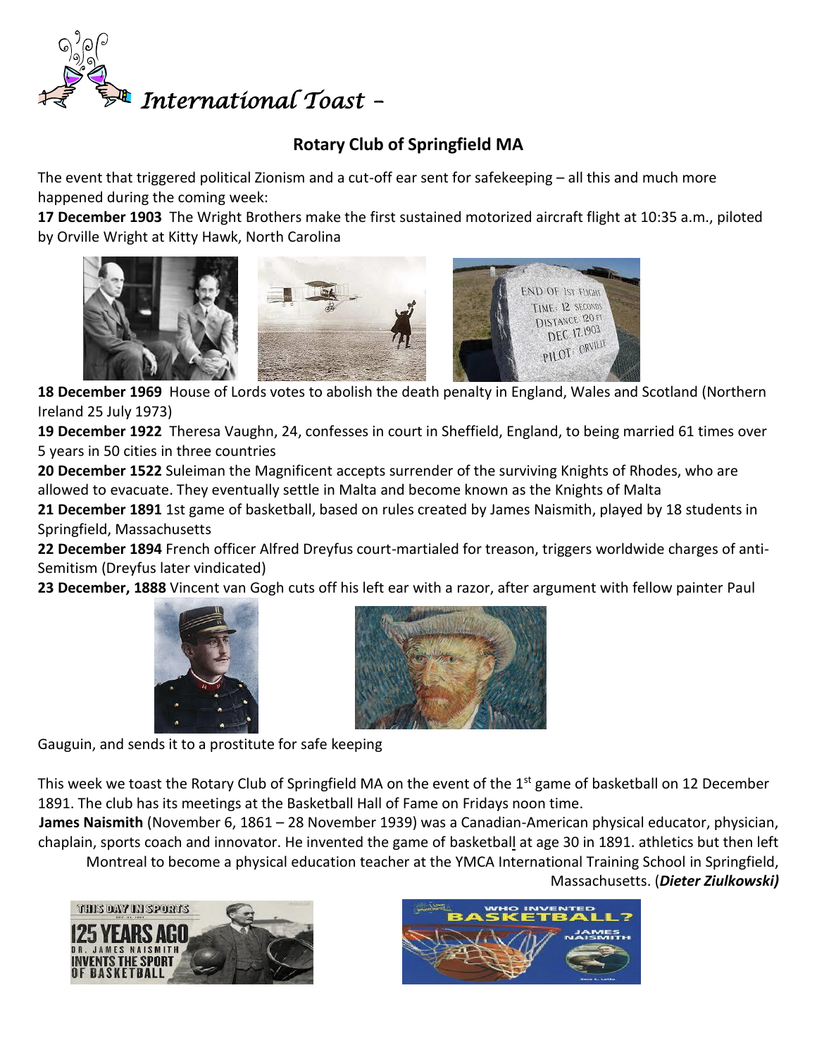# *International Toast –*

## Rotary Club of Springfield MA

The event that triggered political Zionism and a cut-off ear sent for safekeeping – all this and much more happened during the coming week:

**17 December 1903** The Wright Brothers make the first sustained motorized aircraft flight at 10:35 a.m., piloted by Orville Wright at Kitty Hawk, North Carolina

**18 December 1969** House of Lords votes to abolish the death penalty in England, Wales and Scotland (Northern Ireland 25 July 1973)

**19 December 1922** Theresa Vaughn, 24, confesses in court in Sheffield, England, to being married 61 times over 5 years in 50 cities in three countries

**20 December 1522** Suleiman the Magnificent accepts surrender of the surviving Knights of Rhodes, who are allowed to evacuate. They eventually settle in Malta and become known as the Knights of Malta

**21 December 1891** 1st game of basketball, based on rules created by James Naismith, played by 18 students in Springfield, Massachusetts

**22 December 1894** French officer Alfred Dreyfus court-martialed for treason, triggers worldwide charges of anti-Semitism (Dreyfus later vindicated)

**23 December, 1888** Vincent van Gogh cuts off his left ear with a razor, after argument with fellow painter Paul Gauguin, and sends it to a prostitute for safe keeping

This week we toast the Rotary Club of Springfield MA on the event of the 1st game of basketball on 12 December 1891. The club has its meetings at the Basketball Hall of Fame on Fridays noon time.

**James Naismith** (November 6, 1861 – 28 November 1939) was a Canadian-American physical educator, physician, chaplain, sports coach and innovator. He invented the game of basketball at age 30 in 1891. athletics but then left Montreal to become a physical education teacher at the YMCA International Training School in Springfield, Massachusetts. (***Dieter Ziulkowski)***